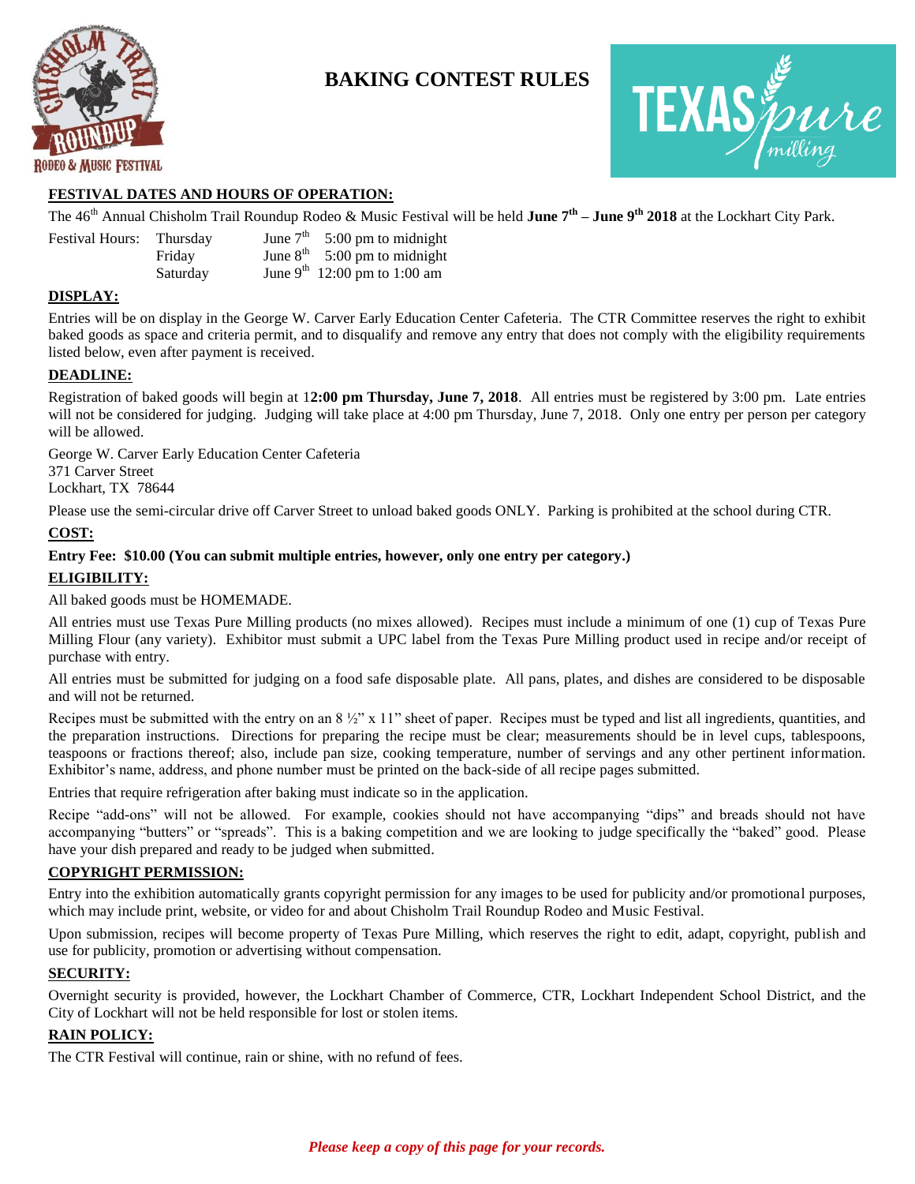# BAKING CONTEST RULES

## FESTIVAL DATES AND HOURS OF OPERATION:

The 46th Annual Chisholm Trail Roundup Rodeo & Music Festival will be held **June 7th – June 9th 2018** at the Lockhart City Park.

| Festival Hours: | Thursday | June 7th | 5:00 pm to midnight |
|---|---|---|---|
| | Friday | June 8th | 5:00 pm to midnight |
| | Saturday | June 9th | 12:00 pm to 1:00 am |

## DISPLAY:

Entries will be on display in the George W. Carver Early Education Center Cafeteria. The CTR Committee reserves the right to exhibit baked goods as space and criteria permit, and to disqualify and remove any entry that does not comply with the eligibility requirements listed below, even after payment is received.

## DEADLINE:

Registration of baked goods will begin at 1**2:00 pm Thursday, June 7, 2018**. All entries must be registered by 3:00 pm. Late entries will not be considered for judging. Judging will take place at 4:00 pm Thursday, June 7, 2018. Only one entry per person per category will be allowed.

George W. Carver Early Education Center Cafeteria
371 Carver Street
Lockhart, TX 78644

Please use the semi-circular drive off Carver Street to unload baked goods ONLY. Parking is prohibited at the school during CTR.

## COST:

**Entry Fee: $10.00 (You can submit multiple entries, however, only one entry per category.)**

## ELIGIBILITY:

All baked goods must be HOMEMADE.

All entries must use Texas Pure Milling products (no mixes allowed). Recipes must include a minimum of one (1) cup of Texas Pure Milling Flour (any variety). Exhibitor must submit a UPC label from the Texas Pure Milling product used in recipe and/or receipt of purchase with entry.

All entries must be submitted for judging on a food safe disposable plate. All pans, plates, and dishes are considered to be disposable and will not be returned.

Recipes must be submitted with the entry on an 8 ½" x 11" sheet of paper. Recipes must be typed and list all ingredients, quantities, and the preparation instructions. Directions for preparing the recipe must be clear; measurements should be in level cups, tablespoons, teaspoons or fractions thereof; also, include pan size, cooking temperature, number of servings and any other pertinent information. Exhibitor's name, address, and phone number must be printed on the back-side of all recipe pages submitted.

Entries that require refrigeration after baking must indicate so in the application.

Recipe "add-ons" will not be allowed. For example, cookies should not have accompanying "dips" and breads should not have accompanying "butters" or "spreads". This is a baking competition and we are looking to judge specifically the "baked" good. Please have your dish prepared and ready to be judged when submitted.

## COPYRIGHT PERMISSION:

Entry into the exhibition automatically grants copyright permission for any images to be used for publicity and/or promotional purposes, which may include print, website, or video for and about Chisholm Trail Roundup Rodeo and Music Festival.

Upon submission, recipes will become property of Texas Pure Milling, which reserves the right to edit, adapt, copyright, publish and use for publicity, promotion or advertising without compensation.

## SECURITY:

Overnight security is provided, however, the Lockhart Chamber of Commerce, CTR, Lockhart Independent School District, and the City of Lockhart will not be held responsible for lost or stolen items.

## RAIN POLICY:

The CTR Festival will continue, rain or shine, with no refund of fees.

***Please keep a copy of this page for your records.***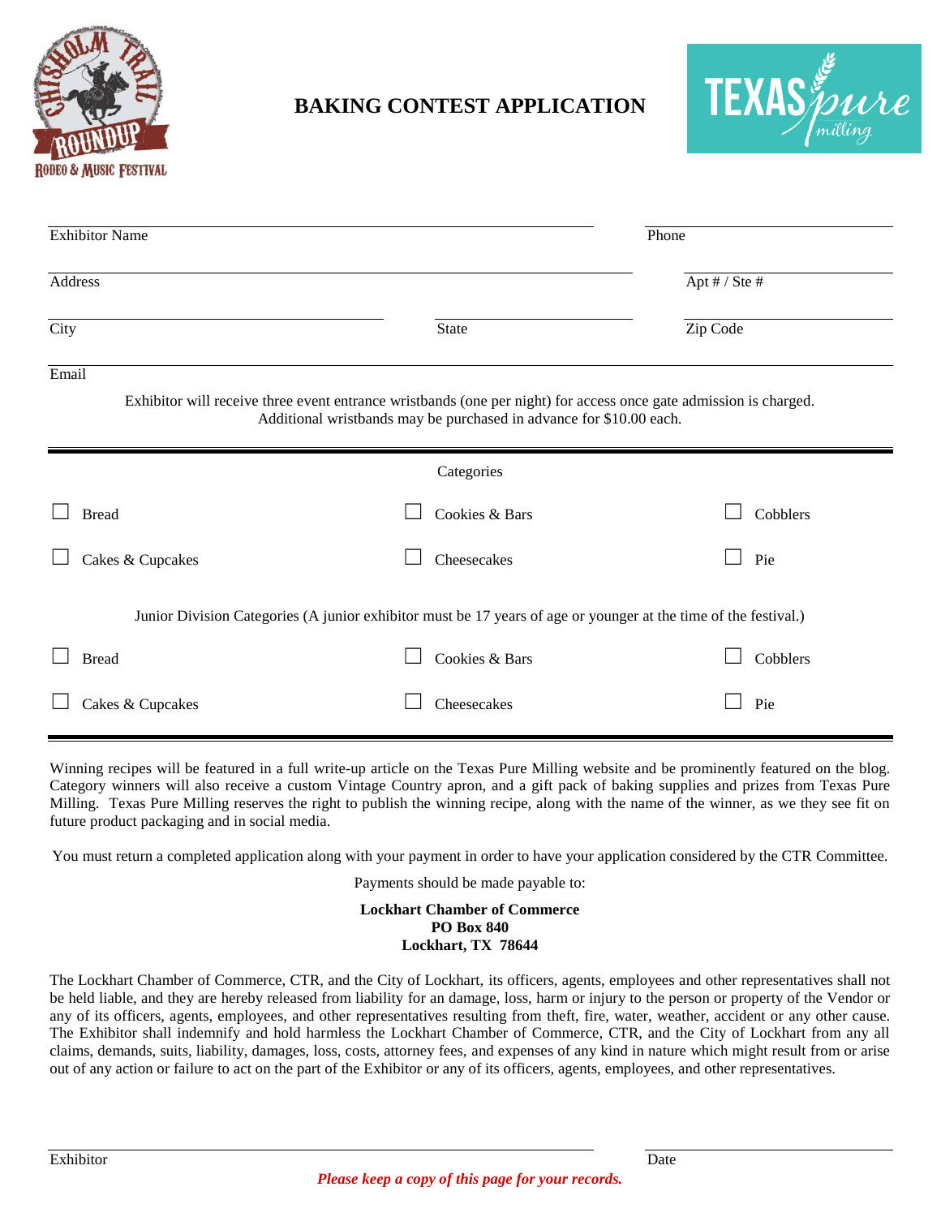# BAKING CONTEST APPLICATION

Exhibitor Name ____________________ Phone ____________________

Address ____________________ Apt # / Ste # ____________________

City ____________________ State ____________________ Zip Code ____________________

Email ____________________

Exhibitor will receive three event entrance wristbands (one per night) for access once gate admission is charged. Additional wristbands may be purchased in advance for $10.00 each.

---

Categories

- ☐ Bread
- ☐ Cookies & Bars
- ☐ Cobblers
- ☐ Cakes & Cupcakes
- ☐ Cheesecakes
- ☐ Pie

Junior Division Categories (A junior exhibitor must be 17 years of age or younger at the time of the festival.)

- ☐ Bread
- ☐ Cookies & Bars
- ☐ Cobblers
- ☐ Cakes & Cupcakes
- ☐ Cheesecakes
- ☐ Pie

---

Winning recipes will be featured in a full write-up article on the Texas Pure Milling website and be prominently featured on the blog. Category winners will also receive a custom Vintage Country apron, and a gift pack of baking supplies and prizes from Texas Pure Milling. Texas Pure Milling reserves the right to publish the winning recipe, along with the name of the winner, as we they see fit on future product packaging and in social media.

You must return a completed application along with your payment in order to have your application considered by the CTR Committee.

Payments should be made payable to:

**Lockhart Chamber of Commerce**
**PO Box 840**
**Lockhart, TX 78644**

The Lockhart Chamber of Commerce, CTR, and the City of Lockhart, its officers, agents, employees and other representatives shall not be held liable, and they are hereby released from liability for an damage, loss, harm or injury to the person or property of the Vendor or any of its officers, agents, employees, and other representatives resulting from theft, fire, water, weather, accident or any other cause. The Exhibitor shall indemnify and hold harmless the Lockhart Chamber of Commerce, CTR, and the City of Lockhart from any all claims, demands, suits, liability, damages, loss, costs, attorney fees, and expenses of any kind in nature which might result from or arise out of any action or failure to act on the part of the Exhibitor or any of its officers, agents, employees, and other representatives.

Exhibitor ____________________ Date ____________________

***Please keep a copy of this page for your records.***